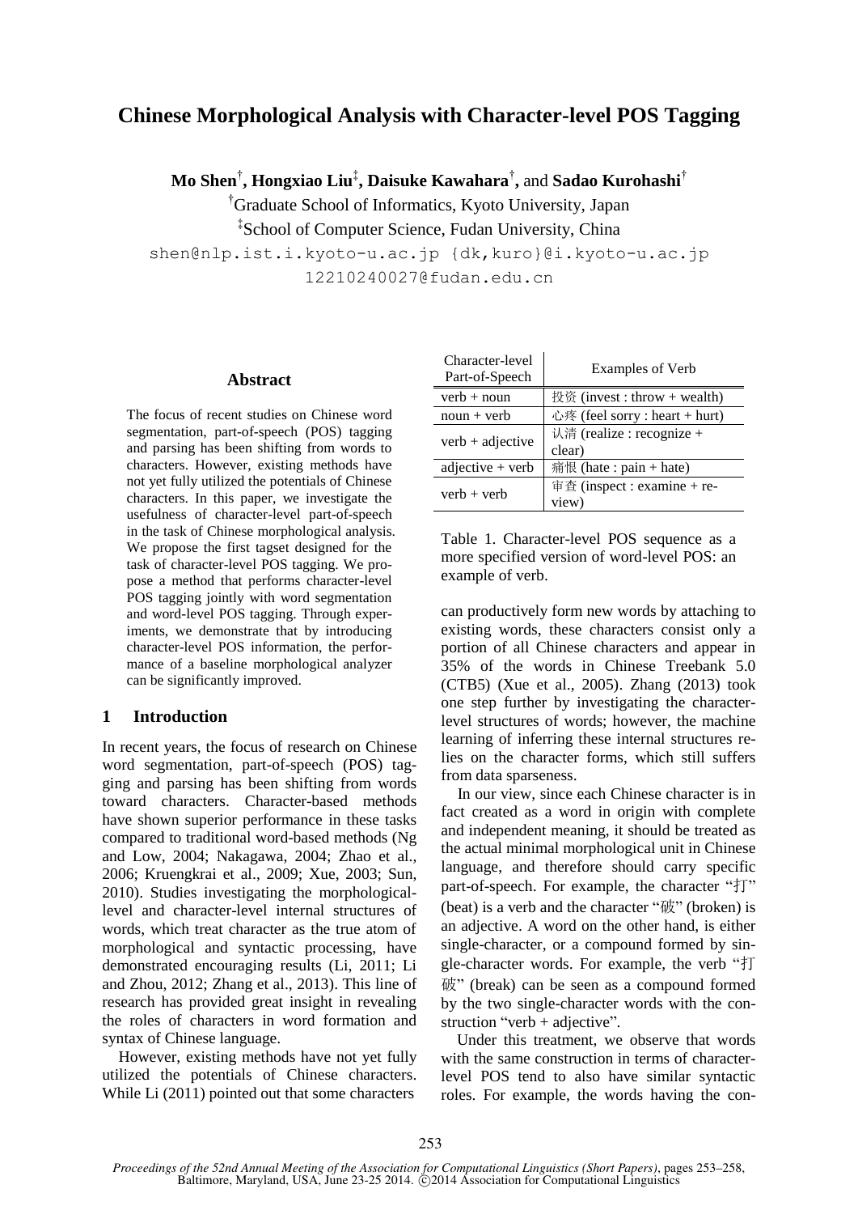# Chinese Morphological Analysis with Character-level POS Tagging

**Mo Shen**[†], **Hongxiao Liu**[‡], **Daisuke Kawahara**[†], and **Sadao Kurohashi**[†]

[†]Graduate School of Informatics, Kyoto University, Japan

[‡]School of Computer Science, Fudan University, China

shen@nlp.ist.i.kyoto-u.ac.jp {dk,kuro}@i.kyoto-u.ac.jp

12210240027@fudan.edu.cn

## Abstract

The focus of recent studies on Chinese word segmentation, part-of-speech (POS) tagging and parsing has been shifting from words to characters. However, existing methods have not yet fully utilized the potentials of Chinese characters. In this paper, we investigate the usefulness of character-level part-of-speech in the task of Chinese morphological analysis. We propose the first tagset designed for the task of character-level POS tagging. We propose a method that performs character-level POS tagging jointly with word segmentation and word-level POS tagging. Through experiments, we demonstrate that by introducing character-level POS information, the performance of a baseline morphological analyzer can be significantly improved.

## 1 Introduction

In recent years, the focus of research on Chinese word segmentation, part-of-speech (POS) tagging and parsing has been shifting from words toward characters. Character-based methods have shown superior performance in these tasks compared to traditional word-based methods (Ng and Low, 2004; Nakagawa, 2004; Zhao et al., 2006; Kruengkrai et al., 2009; Xue, 2003; Sun, 2010). Studies investigating the morphological-level and character-level internal structures of words, which treat character as the true atom of morphological and syntactic processing, have demonstrated encouraging results (Li, 2011; Li and Zhou, 2012; Zhang et al., 2013). This line of research has provided great insight in revealing the roles of characters in word formation and syntax of Chinese language.

However, existing methods have not yet fully utilized the potentials of Chinese characters. While Li (2011) pointed out that some characters can productively form new words by attaching to existing words, these characters consist only a portion of all Chinese characters and appear in 35% of the words in Chinese Treebank 5.0 (CTB5) (Xue et al., 2005). Zhang (2013) took one step further by investigating the character-level structures of words; however, the machine learning of inferring these internal structures relies on the character forms, which still suffers from data sparseness.

| Character-level Part-of-Speech | Examples of Verb |
|---|---|
| verb + noun | 投资 (invest : throw + wealth) |
| noun + verb | 心疼 (feel sorry : heart + hurt) |
| verb + adjective | 认清 (realize : recognize + clear) |
| adjective + verb | 痛恨 (hate : pain + hate) |
| verb + verb | 审查 (inspect : examine + review) |

Table 1. Character-level POS sequence as a more specified version of word-level POS: an example of verb.

In our view, since each Chinese character is in fact created as a word in origin with complete and independent meaning, it should be treated as the actual minimal morphological unit in Chinese language, and therefore should carry specific part-of-speech. For example, the character "打" (beat) is a verb and the character "破" (broken) is an adjective. A word on the other hand, is either single-character, or a compound formed by single-character words. For example, the verb "打破" (break) can be seen as a compound formed by the two single-character words with the construction "verb + adjective".

Under this treatment, we observe that words with the same construction in terms of character-level POS tend to also have similar syntactic roles. For example, the words having the con-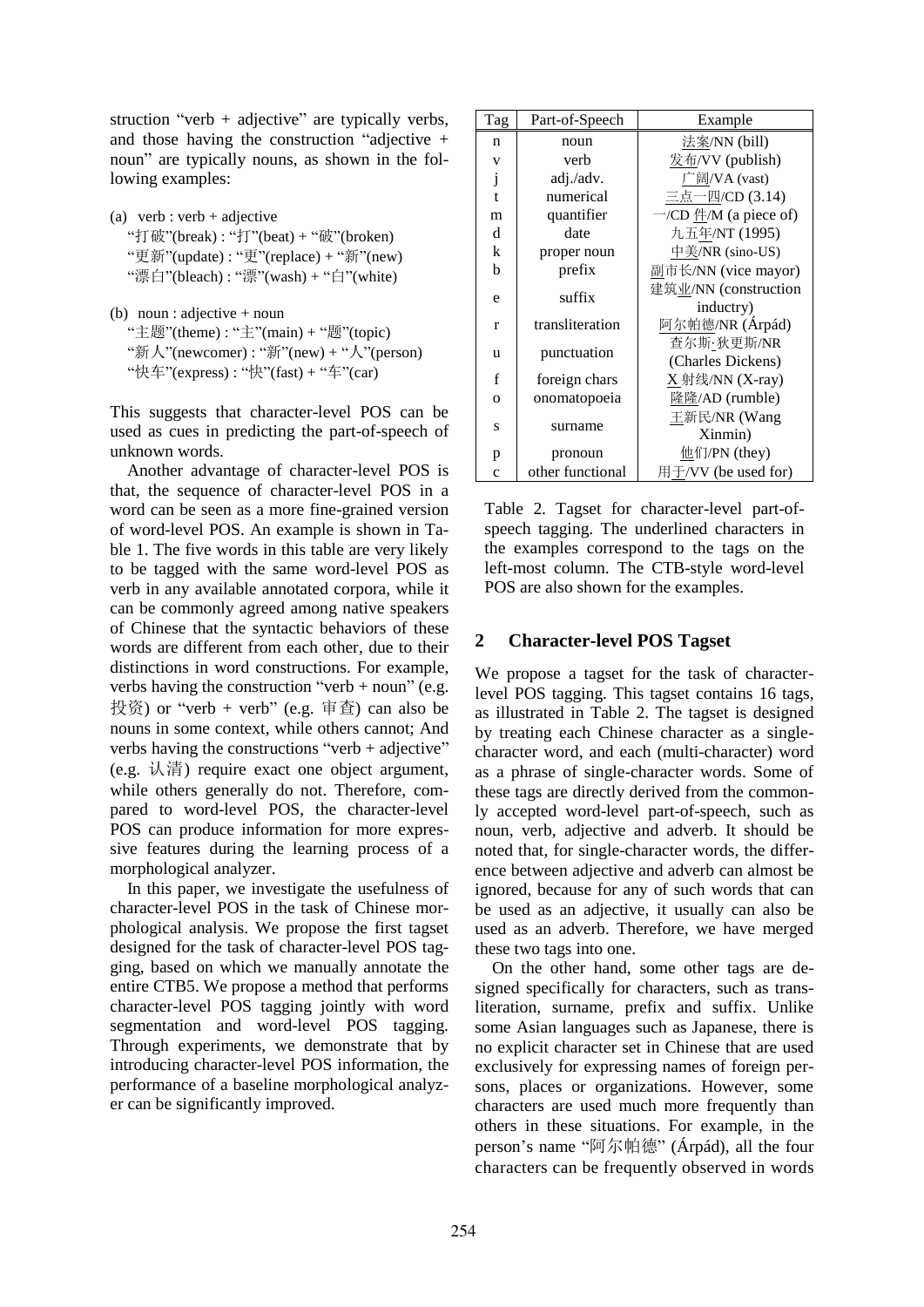struction "verb + adjective" are typically verbs, and those having the construction "adjective + noun" are typically nouns, as shown in the following examples:

(a) verb : verb + adjective
"打破"(break) : "打"(beat) + "破"(broken)
"更新"(update) : "更"(replace) + "新"(new)
"漂白"(bleach) : "漂"(wash) + "白"(white)

(b) noun : adjective + noun
"主题"(theme) : "主"(main) + "题"(topic)
"新人"(newcomer) : "新"(new) + "人"(person)
"快车"(express) : "快"(fast) + "车"(car)

This suggests that character-level POS can be used as cues in predicting the part-of-speech of unknown words.

Another advantage of character-level POS is that, the sequence of character-level POS in a word can be seen as a more fine-grained version of word-level POS. An example is shown in Table 1. The five words in this table are very likely to be tagged with the same word-level POS as verb in any available annotated corpora, while it can be commonly agreed among native speakers of Chinese that the syntactic behaviors of these words are different from each other, due to their distinctions in word constructions. For example, verbs having the construction "verb + noun" (e.g. 投资) or "verb + verb" (e.g. 审查) can also be nouns in some context, while others cannot; And verbs having the constructions "verb + adjective" (e.g. 认清) require exact one object argument, while others generally do not. Therefore, compared to word-level POS, the character-level POS can produce information for more expressive features during the learning process of a morphological analyzer.

In this paper, we investigate the usefulness of character-level POS in the task of Chinese morphological analysis. We propose the first tagset designed for the task of character-level POS tagging, based on which we manually annotate the entire CTB5. We propose a method that performs character-level POS tagging jointly with word segmentation and word-level POS tagging. Through experiments, we demonstrate that by introducing character-level POS information, the performance of a baseline morphological analyzer can be significantly improved.

| Tag | Part-of-Speech | Example |
|---|---|---|
| n | noun | 法案/NN (bill) |
| v | verb | 发布/VV (publish) |
| j | adj./adv. | 广阔/VA (vast) |
| t | numerical | 三点一四/CD (3.14) |
| m | quantifier | 一/CD 件/M (a piece of) |
| d | date | 九五年/NT (1995) |
| k | proper noun | 中美/NR (sino-US) |
| b | prefix | 副市长/NN (vice mayor) |
| e | suffix | 建筑业/NN (construction inductry) |
| r | transliteration | 阿尔帕德/NR (Árpád) |
| u | punctuation | 查尔斯·狄更斯/NR (Charles Dickens) |
| f | foreign chars | X 射线/NN (X-ray) |
| o | onomatopoeia | 隆隆/AD (rumble) |
| s | surname | 王新民/NR (Wang Xinmin) |
| p | pronoun | 他们/PN (they) |
| c | other functional | 用于/VV (be used for) |

Table 2. Tagset for character-level part-of-speech tagging. The underlined characters in the examples correspond to the tags on the left-most column. The CTB-style word-level POS are also shown for the examples.

## 2 Character-level POS Tagset

We propose a tagset for the task of character-level POS tagging. This tagset contains 16 tags, as illustrated in Table 2. The tagset is designed by treating each Chinese character as a single-character word, and each (multi-character) word as a phrase of single-character words. Some of these tags are directly derived from the commonly accepted word-level part-of-speech, such as noun, verb, adjective and adverb. It should be noted that, for single-character words, the difference between adjective and adverb can almost be ignored, because for any of such words that can be used as an adjective, it usually can also be used as an adverb. Therefore, we have merged these two tags into one.

On the other hand, some other tags are designed specifically for characters, such as transliteration, surname, prefix and suffix. Unlike some Asian languages such as Japanese, there is no explicit character set in Chinese that are used exclusively for expressing names of foreign persons, places or organizations. However, some characters are used much more frequently than others in these situations. For example, in the person's name "阿尔帕德" (Árpád), all the four characters can be frequently observed in words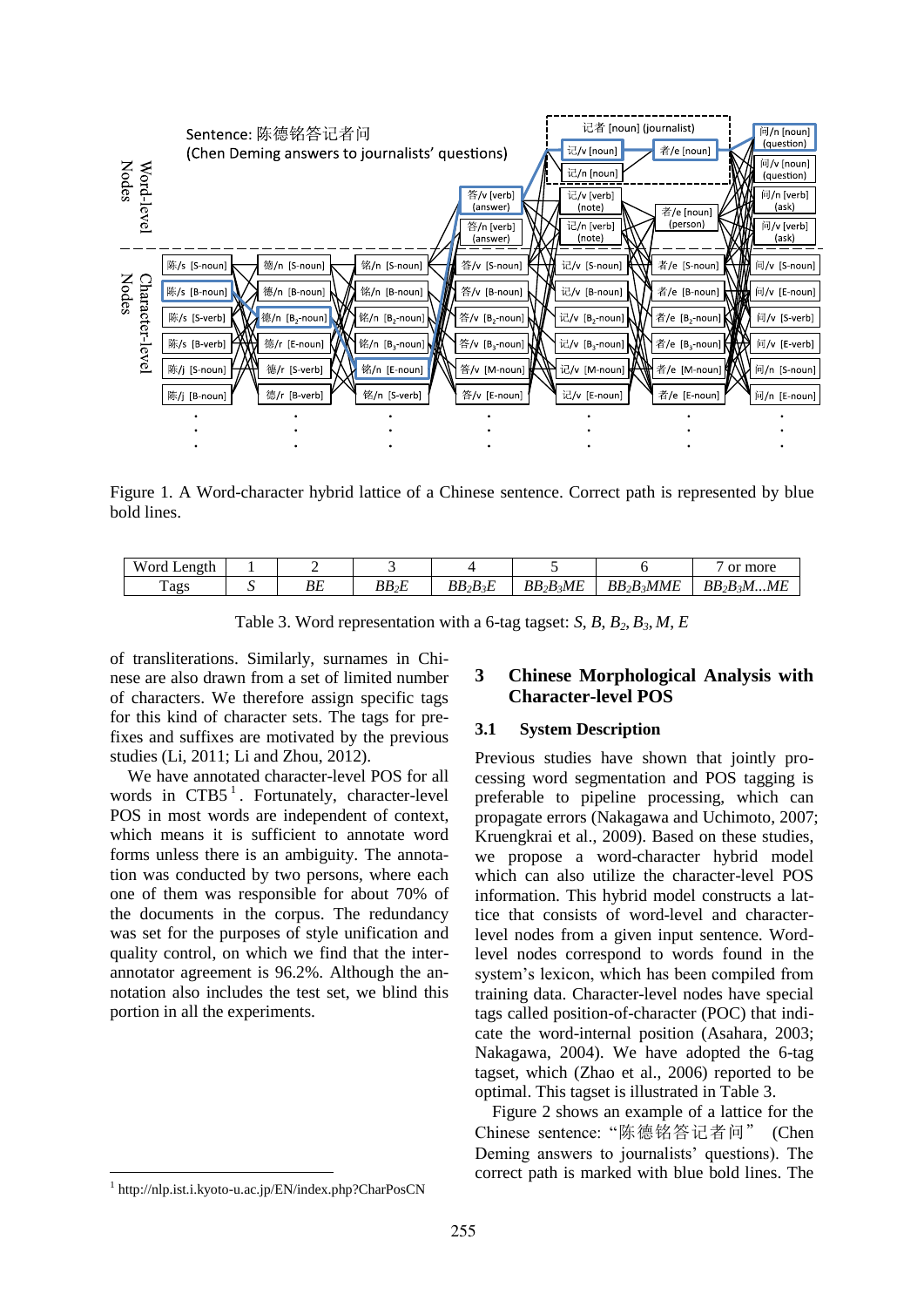Figure 1. A Word-character hybrid lattice of a Chinese sentence. Correct path is represented by blue bold lines.

| Word Length | 1 | 2 | 3 | 4 | 5 | 6 | 7 or more |
|---|---|---|---|---|---|---|---|
| Tags | *S* | *BE* | $BB_2E$ | $BB_2B_3E$ | $BB_2B_3ME$ | $BB_2B_3MME$ | $BB_2B_3M...ME$ |

Table 3. Word representation with a 6-tag tagset: $S$, $B$, $B_2$, $B_3$, $M$, $E$

of transliterations. Similarly, surnames in Chinese are also drawn from a set of limited number of characters. We therefore assign specific tags for this kind of character sets. The tags for prefixes and suffixes are motivated by the previous studies (Li, 2011; Li and Zhou, 2012).

We have annotated character-level POS for all words in CTB5 [1]. Fortunately, character-level POS in most words are independent of context, which means it is sufficient to annotate word forms unless there is an ambiguity. The annotation was conducted by two persons, where each one of them was responsible for about 70% of the documents in the corpus. The redundancy was set for the purposes of style unification and quality control, on which we find that the inter-annotator agreement is 96.2%. Although the annotation also includes the test set, we blind this portion in all the experiments.

[1] http://nlp.ist.i.kyoto-u.ac.jp/EN/index.php?CharPosCN

## 3 Chinese Morphological Analysis with Character-level POS

### 3.1 System Description

Previous studies have shown that jointly processing word segmentation and POS tagging is preferable to pipeline processing, which can propagate errors (Nakagawa and Uchimoto, 2007; Kruengkrai et al., 2009). Based on these studies, we propose a word-character hybrid model which can also utilize the character-level POS information. This hybrid model constructs a lattice that consists of word-level and character-level nodes from a given input sentence. Word-level nodes correspond to words found in the system's lexicon, which has been compiled from training data. Character-level nodes have special tags called position-of-character (POC) that indicate the word-internal position (Asahara, 2003; Nakagawa, 2004). We have adopted the 6-tag tagset, which (Zhao et al., 2006) reported to be optimal. This tagset is illustrated in Table 3.

Figure 2 shows an example of a lattice for the Chinese sentence: "陈德铭答记者问" (Chen Deming answers to journalists' questions). The correct path is marked with blue bold lines. The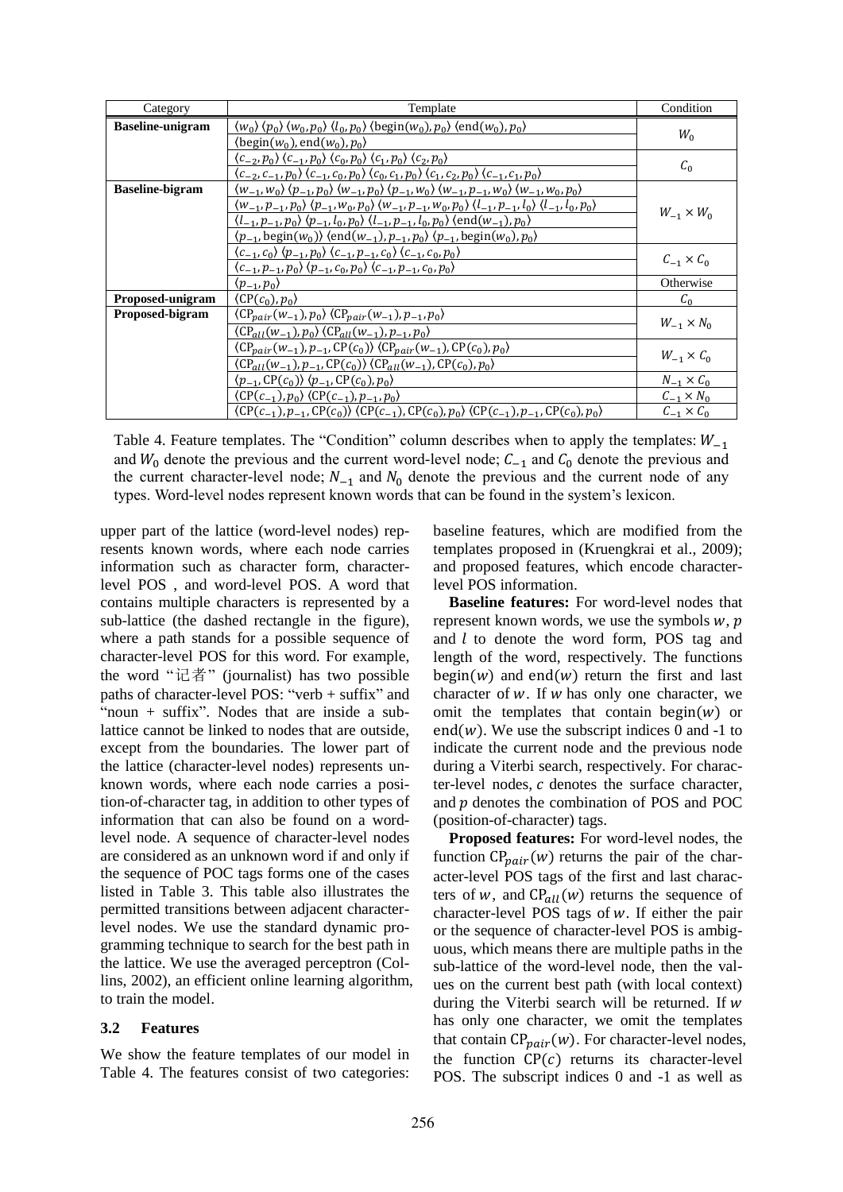| Category | Template | Condition |
|---|---|---|
| **Baseline-unigram** | $\langle w_0 \rangle$ $\langle p_0 \rangle$ $\langle w_0, p_0 \rangle$ $\langle l_0, p_0 \rangle$ $\langle \text{begin}(w_0), p_0 \rangle$ $\langle \text{end}(w_0), p_0 \rangle$ $\langle \text{begin}(w_0), \text{end}(w_0), p_0 \rangle$ | $W_0$ |
| | $\langle c_{-2}, p_0 \rangle$ $\langle c_{-1}, p_0 \rangle$ $\langle c_0, p_0 \rangle$ $\langle c_1, p_0 \rangle$ $\langle c_2, p_0 \rangle$ $\langle c_{-2}, c_{-1}, p_0 \rangle$ $\langle c_{-1}, c_0, p_0 \rangle$ $\langle c_0, c_1, p_0 \rangle$ $\langle c_1, c_2, p_0 \rangle$ $\langle c_{-1}, c_1, p_0 \rangle$ | $C_0$ |
| **Baseline-bigram** | $\langle w_{-1}, w_0 \rangle$ $\langle p_{-1}, p_0 \rangle$ $\langle w_{-1}, p_0 \rangle$ $\langle p_{-1}, w_0 \rangle$ $\langle w_{-1}, p_{-1}, w_0 \rangle$ $\langle w_{-1}, w_0, p_0 \rangle$ $\langle w_{-1}, p_{-1}, p_0 \rangle$ $\langle p_{-1}, w_0, p_0 \rangle$ $\langle w_{-1}, p_{-1}, w_0, p_0 \rangle$ $\langle l_{-1}, p_{-1}, l_0 \rangle$ $\langle l_{-1}, l_0, p_0 \rangle$ $\langle l_{-1}, p_{-1}, p_0 \rangle$ $\langle p_{-1}, l_0, p_0 \rangle$ $\langle l_{-1}, p_{-1}, l_0, p_0 \rangle$ $\langle \text{end}(w_{-1}), p_0 \rangle$ $\langle p_{-1}, \text{begin}(w_0) \rangle$ $\langle \text{end}(w_{-1}), p_{-1}, p_0 \rangle$ $\langle p_{-1}, \text{begin}(w_0), p_0 \rangle$ | $W_{-1} \times W_0$ |
| | $\langle c_{-1}, c_0 \rangle$ $\langle p_{-1}, p_0 \rangle$ $\langle c_{-1}, p_{-1}, c_0 \rangle$ $\langle c_{-1}, c_0, p_0 \rangle$ $\langle c_{-1}, p_{-1}, p_0 \rangle$ $\langle p_{-1}, c_0, p_0 \rangle$ $\langle c_{-1}, p_{-1}, c_0, p_0 \rangle$ | $C_{-1} \times C_0$ |
| | $\langle p_{-1}, p_0 \rangle$ | Otherwise |
| **Proposed-unigram** | $\langle \text{CP}(c_0), p_0 \rangle$ | $C_0$ |
| **Proposed-bigram** | $\langle \text{CP}_{pair}(w_{-1}), p_0 \rangle$ $\langle \text{CP}_{pair}(w_{-1}), p_{-1}, p_0 \rangle$ $\langle \text{CP}_{all}(w_{-1}), p_0 \rangle$ $\langle \text{CP}_{all}(w_{-1}), p_{-1}, p_0 \rangle$ | $W_{-1} \times N_0$ |
| | $\langle \text{CP}_{pair}(w_{-1}), p_{-1}, \text{CP}(c_0) \rangle$ $\langle \text{CP}_{pair}(w_{-1}), \text{CP}(c_0), p_0 \rangle$ $\langle \text{CP}_{all}(w_{-1}), p_{-1}, \text{CP}(c_0) \rangle$ $\langle \text{CP}_{all}(w_{-1}), \text{CP}(c_0), p_0 \rangle$ | $W_{-1} \times C_0$ |
| | $\langle p_{-1}, \text{CP}(c_0) \rangle$ $\langle p_{-1}, \text{CP}(c_0), p_0 \rangle$ | $N_{-1} \times C_0$ |
| | $\langle \text{CP}(c_{-1}), p_0 \rangle$ $\langle \text{CP}(c_{-1}), p_{-1}, p_0 \rangle$ | $C_{-1} \times N_0$ |
| | $\langle \text{CP}(c_{-1}), p_{-1}, \text{CP}(c_0) \rangle$ $\langle \text{CP}(c_{-1}), \text{CP}(c_0), p_0 \rangle$ $\langle \text{CP}(c_{-1}), p_{-1}, \text{CP}(c_0), p_0 \rangle$ | $C_{-1} \times C_0$ |

Table 4. Feature templates. The "Condition" column describes when to apply the templates: $W_{-1}$ and $W_0$ denote the previous and the current word-level node; $C_{-1}$ and $C_0$ denote the previous and the current character-level node; $N_{-1}$ and $N_0$ denote the previous and the current node of any types. Word-level nodes represent known words that can be found in the system's lexicon.

upper part of the lattice (word-level nodes) represents known words, where each node carries information such as character form, character-level POS , and word-level POS. A word that contains multiple characters is represented by a sub-lattice (the dashed rectangle in the figure), where a path stands for a possible sequence of character-level POS for this word. For example, the word "记者" (journalist) has two possible paths of character-level POS: "verb + suffix" and "noun + suffix". Nodes that are inside a sub-lattice cannot be linked to nodes that are outside, except from the boundaries. The lower part of the lattice (character-level nodes) represents unknown words, where each node carries a position-of-character tag, in addition to other types of information that can also be found on a word-level node. A sequence of character-level nodes are considered as an unknown word if and only if the sequence of POC tags forms one of the cases listed in Table 3. This table also illustrates the permitted transitions between adjacent character-level nodes. We use the standard dynamic programming technique to search for the best path in the lattice. We use the averaged perceptron (Collins, 2002), an efficient online learning algorithm, to train the model.

### 3.2 Features

We show the feature templates of our model in Table 4. The features consist of two categories: baseline features, which are modified from the templates proposed in (Kruengkrai et al., 2009); and proposed features, which encode character-level POS information.

**Baseline features:** For word-level nodes that represent known words, we use the symbols $w$, $p$ and $l$ to denote the word form, POS tag and length of the word, respectively. The functions $\text{begin}(w)$ and $\text{end}(w)$ return the first and last character of $w$. If $w$ has only one character, we omit the templates that contain $\text{begin}(w)$ or $\text{end}(w)$. We use the subscript indices 0 and -1 to indicate the current node and the previous node during a Viterbi search, respectively. For character-level nodes, $c$ denotes the surface character, and $p$ denotes the combination of POS and POC (position-of-character) tags.

**Proposed features:** For word-level nodes, the function $\text{CP}_{pair}(w)$ returns the pair of the character-level POS tags of the first and last characters of $w$, and $\text{CP}_{all}(w)$ returns the sequence of character-level POS tags of $w$. If either the pair or the sequence of character-level POS is ambiguous, which means there are multiple paths in the sub-lattice of the word-level node, then the values on the current best path (with local context) during the Viterbi search will be returned. If $w$ has only one character, we omit the templates that contain $\text{CP}_{pair}(w)$. For character-level nodes, the function $\text{CP}(c)$ returns its character-level POS. The subscript indices 0 and -1 as well as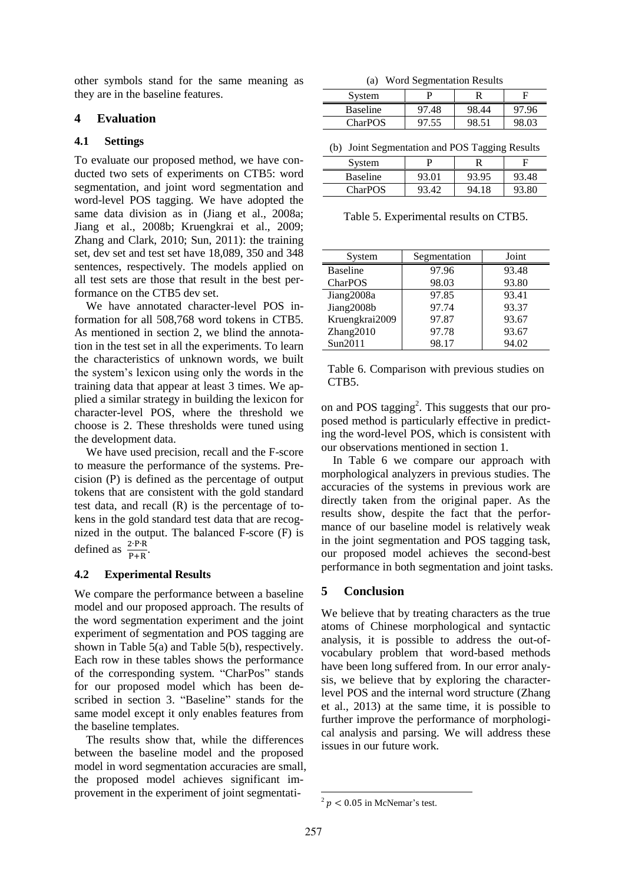other symbols stand for the same meaning as they are in the baseline features.

## 4 Evaluation

### 4.1 Settings

To evaluate our proposed method, we have conducted two sets of experiments on CTB5: word segmentation, and joint word segmentation and word-level POS tagging. We have adopted the same data division as in (Jiang et al., 2008a; Jiang et al., 2008b; Kruengkrai et al., 2009; Zhang and Clark, 2010; Sun, 2011): the training set, dev set and test set have 18,089, 350 and 348 sentences, respectively. The models applied on all test sets are those that result in the best performance on the CTB5 dev set.

We have annotated character-level POS information for all 508,768 word tokens in CTB5. As mentioned in section 2, we blind the annotation in the test set in all the experiments. To learn the characteristics of unknown words, we built the system's lexicon using only the words in the training data that appear at least 3 times. We applied a similar strategy in building the lexicon for character-level POS, where the threshold we choose is 2. These thresholds were tuned using the development data.

We have used precision, recall and the F-score to measure the performance of the systems. Precision (P) is defined as the percentage of output tokens that are consistent with the gold standard test data, and recall (R) is the percentage of tokens in the gold standard test data that are recognized in the output. The balanced F-score (F) is defined as $\frac{2 \cdot P \cdot R}{P + R}$.

### 4.2 Experimental Results

We compare the performance between a baseline model and our proposed approach. The results of the word segmentation experiment and the joint experiment of segmentation and POS tagging are shown in Table 5(a) and Table 5(b), respectively. Each row in these tables shows the performance of the corresponding system. "CharPos" stands for our proposed model which has been described in section 3. "Baseline" stands for the same model except it only enables features from the baseline templates.

The results show that, while the differences between the baseline model and the proposed model in word segmentation accuracies are small, the proposed model achieves significant improvement in the experiment of joint segmentation and POS tagging[2]. This suggests that our proposed method is particularly effective in predicting the word-level POS, which is consistent with our observations mentioned in section 1.

(a) Word Segmentation Results

| System | P | R | F |
|---|---|---|---|
| Baseline | 97.48 | 98.44 | 97.96 |
| CharPOS | 97.55 | 98.51 | 98.03 |

(b) Joint Segmentation and POS Tagging Results

| System | P | R | F |
|---|---|---|---|
| Baseline | 93.01 | 93.95 | 93.48 |
| CharPOS | 93.42 | 94.18 | 93.80 |

Table 5. Experimental results on CTB5.

| System | Segmentation | Joint |
|---|---|---|
| Baseline | 97.96 | 93.48 |
| CharPOS | 98.03 | 93.80 |
| Jiang2008a | 97.85 | 93.41 |
| Jiang2008b | 97.74 | 93.37 |
| Kruengkrai2009 | 97.87 | 93.67 |
| Zhang2010 | 97.78 | 93.67 |
| Sun2011 | 98.17 | 94.02 |

Table 6. Comparison with previous studies on CTB5.

In Table 6 we compare our approach with morphological analyzers in previous studies. The accuracies of the systems in previous work are directly taken from the original paper. As the results show, despite the fact that the performance of our baseline model is relatively weak in the joint segmentation and POS tagging task, our proposed model achieves the second-best performance in both segmentation and joint tasks.

## 5 Conclusion

We believe that by treating characters as the true atoms of Chinese morphological and syntactic analysis, it is possible to address the out-of-vocabulary problem that word-based methods have been long suffered from. In our error analysis, we believe that by exploring the character-level POS and the internal word structure (Zhang et al., 2013) at the same time, it is possible to further improve the performance of morphological analysis and parsing. We will address these issues in our future work.

[2] $p < 0.05$ in McNemar's test.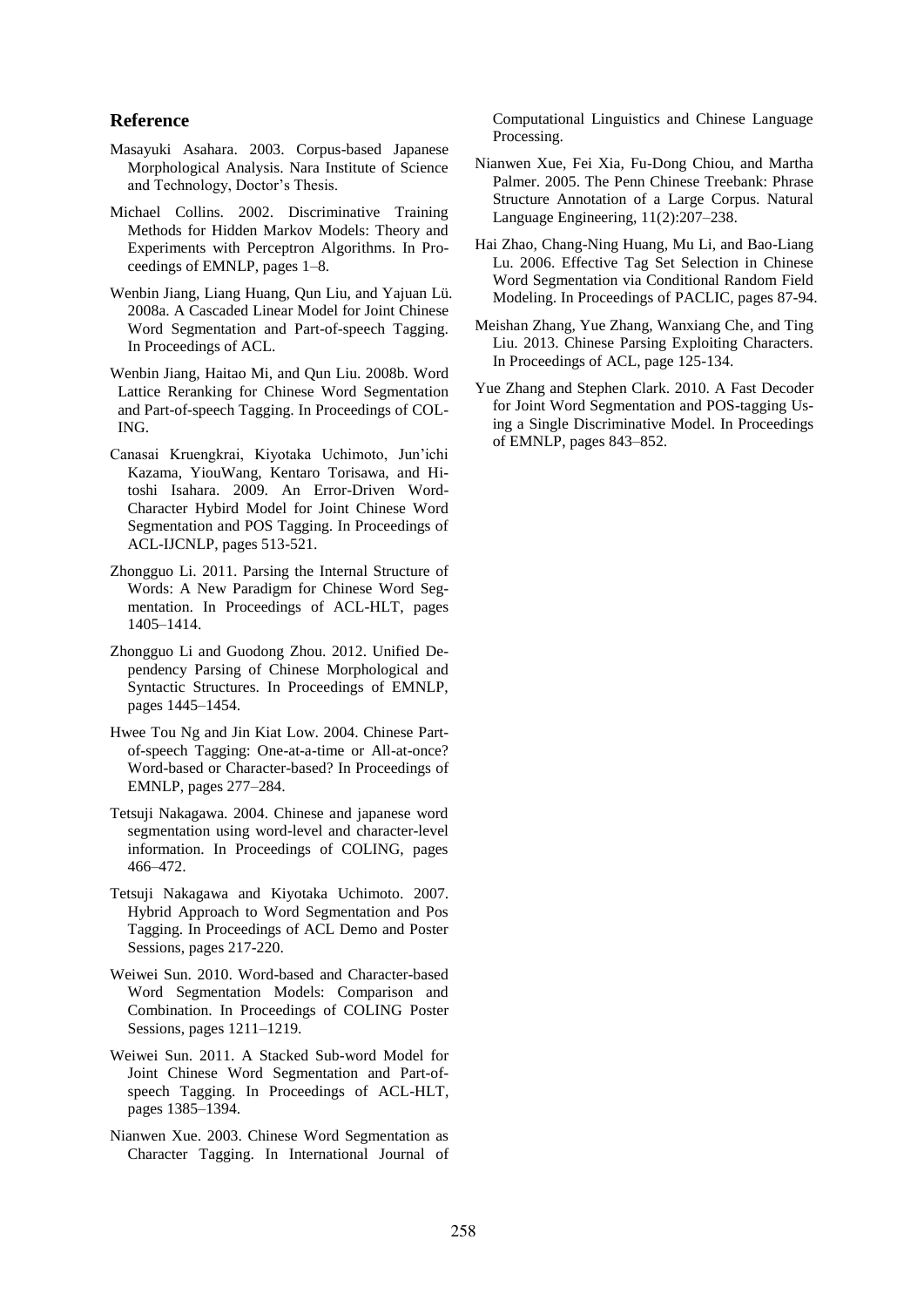## Reference

Masayuki Asahara. 2003. Corpus-based Japanese Morphological Analysis. Nara Institute of Science and Technology, Doctor's Thesis.

Michael Collins. 2002. Discriminative Training Methods for Hidden Markov Models: Theory and Experiments with Perceptron Algorithms. In Proceedings of EMNLP, pages 1–8.

Wenbin Jiang, Liang Huang, Qun Liu, and Yajuan Lü. 2008a. A Cascaded Linear Model for Joint Chinese Word Segmentation and Part-of-speech Tagging. In Proceedings of ACL.

Wenbin Jiang, Haitao Mi, and Qun Liu. 2008b. Word Lattice Reranking for Chinese Word Segmentation and Part-of-speech Tagging. In Proceedings of COLING.

Canasai Kruengkrai, Kiyotaka Uchimoto, Jun'ichi Kazama, YiouWang, Kentaro Torisawa, and Hitoshi Isahara. 2009. An Error-Driven Word-Character Hybird Model for Joint Chinese Word Segmentation and POS Tagging. In Proceedings of ACL-IJCNLP, pages 513-521.

Zhongguo Li. 2011. Parsing the Internal Structure of Words: A New Paradigm for Chinese Word Segmentation. In Proceedings of ACL-HLT, pages 1405–1414.

Zhongguo Li and Guodong Zhou. 2012. Unified Dependency Parsing of Chinese Morphological and Syntactic Structures. In Proceedings of EMNLP, pages 1445–1454.

Hwee Tou Ng and Jin Kiat Low. 2004. Chinese Part-of-speech Tagging: One-at-a-time or All-at-once? Word-based or Character-based? In Proceedings of EMNLP, pages 277–284.

Tetsuji Nakagawa. 2004. Chinese and japanese word segmentation using word-level and character-level information. In Proceedings of COLING, pages 466–472.

Tetsuji Nakagawa and Kiyotaka Uchimoto. 2007. Hybrid Approach to Word Segmentation and Pos Tagging. In Proceedings of ACL Demo and Poster Sessions, pages 217-220.

Weiwei Sun. 2010. Word-based and Character-based Word Segmentation Models: Comparison and Combination. In Proceedings of COLING Poster Sessions, pages 1211–1219.

Weiwei Sun. 2011. A Stacked Sub-word Model for Joint Chinese Word Segmentation and Part-of-speech Tagging. In Proceedings of ACL-HLT, pages 1385–1394.

Nianwen Xue. 2003. Chinese Word Segmentation as Character Tagging. In International Journal of Computational Linguistics and Chinese Language Processing.

Nianwen Xue, Fei Xia, Fu-Dong Chiou, and Martha Palmer. 2005. The Penn Chinese Treebank: Phrase Structure Annotation of a Large Corpus. Natural Language Engineering, 11(2):207–238.

Hai Zhao, Chang-Ning Huang, Mu Li, and Bao-Liang Lu. 2006. Effective Tag Set Selection in Chinese Word Segmentation via Conditional Random Field Modeling. In Proceedings of PACLIC, pages 87-94.

Meishan Zhang, Yue Zhang, Wanxiang Che, and Ting Liu. 2013. Chinese Parsing Exploiting Characters. In Proceedings of ACL, page 125-134.

Yue Zhang and Stephen Clark. 2010. A Fast Decoder for Joint Word Segmentation and POS-tagging Using a Single Discriminative Model. In Proceedings of EMNLP, pages 843–852.